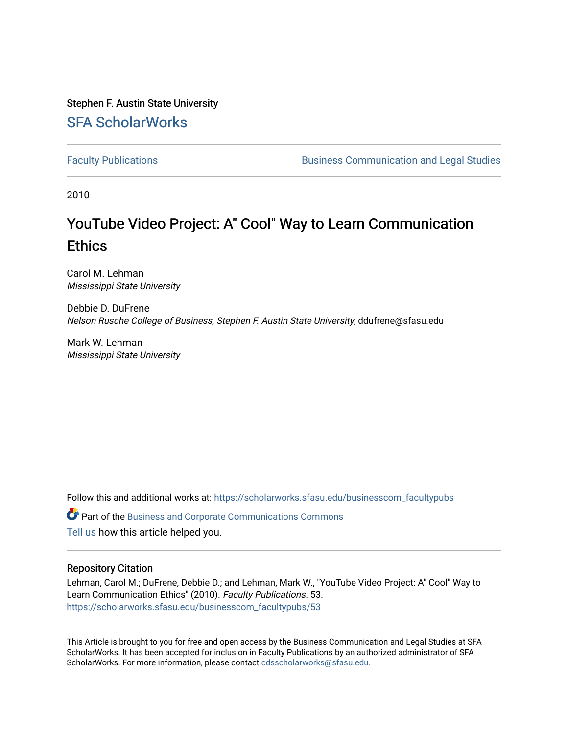Stephen F. Austin State University

SFA ScholarWorks

Faculty Publications | Business Communication and Legal Studies

2010

# YouTube Video Project: A" Cool" Way to Learn Communication Ethics

Carol M. Lehman
*Mississippi State University*

Debbie D. DuFrene
*Nelson Rusche College of Business, Stephen F. Austin State University*, ddufrene@sfasu.edu

Mark W. Lehman
*Mississippi State University*

Follow this and additional works at: https://scholarworks.sfasu.edu/businesscom_facultypubs

Part of the Business and Corporate Communications Commons

Tell us how this article helped you.

## Repository Citation

Lehman, Carol M.; DuFrene, Debbie D.; and Lehman, Mark W., "YouTube Video Project: A" Cool" Way to Learn Communication Ethics" (2010). *Faculty Publications*. 53.
https://scholarworks.sfasu.edu/businesscom_facultypubs/53

This Article is brought to you for free and open access by the Business Communication and Legal Studies at SFA ScholarWorks. It has been accepted for inclusion in Faculty Publications by an authorized administrator of SFA ScholarWorks. For more information, please contact cdsscholarworks@sfasu.edu.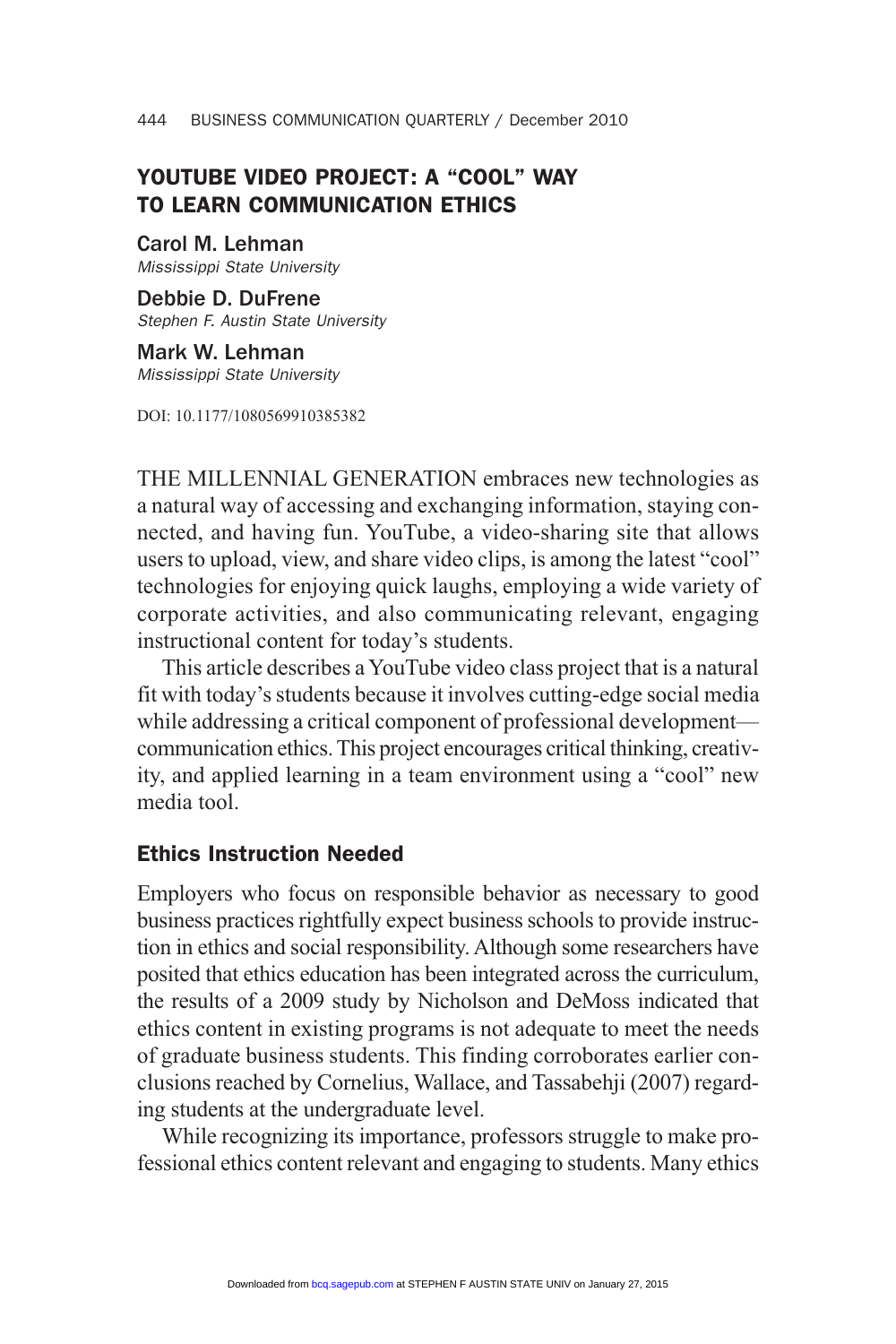## YOUTUBE VIDEO PROJECT: A "COOL" WAY TO LEARN COMMUNICATION ETHICS

**Carol M. Lehman**
*Mississippi State University*

**Debbie D. DuFrene**
*Stephen F. Austin State University*

**Mark W. Lehman**
*Mississippi State University*

DOI: 10.1177/1080569910385382

THE MILLENNIAL GENERATION embraces new technologies as a natural way of accessing and exchanging information, staying connected, and having fun. YouTube, a video-sharing site that allows users to upload, view, and share video clips, is among the latest "cool" technologies for enjoying quick laughs, employing a wide variety of corporate activities, and also communicating relevant, engaging instructional content for today's students.

This article describes a YouTube video class project that is a natural fit with today's students because it involves cutting-edge social media while addressing a critical component of professional development—communication ethics. This project encourages critical thinking, creativity, and applied learning in a team environment using a "cool" new media tool.

### Ethics Instruction Needed

Employers who focus on responsible behavior as necessary to good business practices rightfully expect business schools to provide instruction in ethics and social responsibility. Although some researchers have posited that ethics education has been integrated across the curriculum, the results of a 2009 study by Nicholson and DeMoss indicated that ethics content in existing programs is not adequate to meet the needs of graduate business students. This finding corroborates earlier conclusions reached by Cornelius, Wallace, and Tassabehji (2007) regarding students at the undergraduate level.

While recognizing its importance, professors struggle to make professional ethics content relevant and engaging to students. Many ethics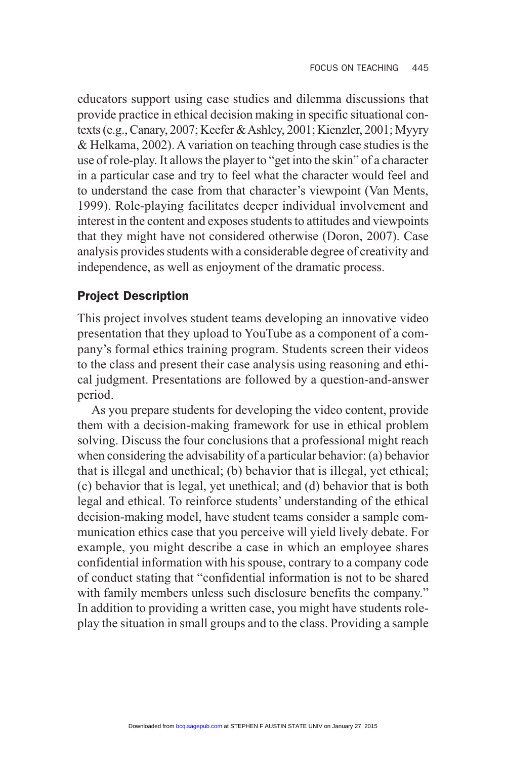educators support using case studies and dilemma discussions that provide practice in ethical decision making in specific situational contexts (e.g., Canary, 2007; Keefer & Ashley, 2001; Kienzler, 2001; Myyry & Helkama, 2002). A variation on teaching through case studies is the use of role-play. It allows the player to "get into the skin" of a character in a particular case and try to feel what the character would feel and to understand the case from that character's viewpoint (Van Ments, 1999). Role-playing facilitates deeper individual involvement and interest in the content and exposes students to attitudes and viewpoints that they might have not considered otherwise (Doron, 2007). Case analysis provides students with a considerable degree of creativity and independence, as well as enjoyment of the dramatic process.

## Project Description

This project involves student teams developing an innovative video presentation that they upload to YouTube as a component of a company's formal ethics training program. Students screen their videos to the class and present their case analysis using reasoning and ethical judgment. Presentations are followed by a question-and-answer period.

As you prepare students for developing the video content, provide them with a decision-making framework for use in ethical problem solving. Discuss the four conclusions that a professional might reach when considering the advisability of a particular behavior: (a) behavior that is illegal and unethical; (b) behavior that is illegal, yet ethical; (c) behavior that is legal, yet unethical; and (d) behavior that is both legal and ethical. To reinforce students' understanding of the ethical decision-making model, have student teams consider a sample communication ethics case that you perceive will yield lively debate. For example, you might describe a case in which an employee shares confidential information with his spouse, contrary to a company code of conduct stating that "confidential information is not to be shared with family members unless such disclosure benefits the company." In addition to providing a written case, you might have students role-play the situation in small groups and to the class. Providing a sample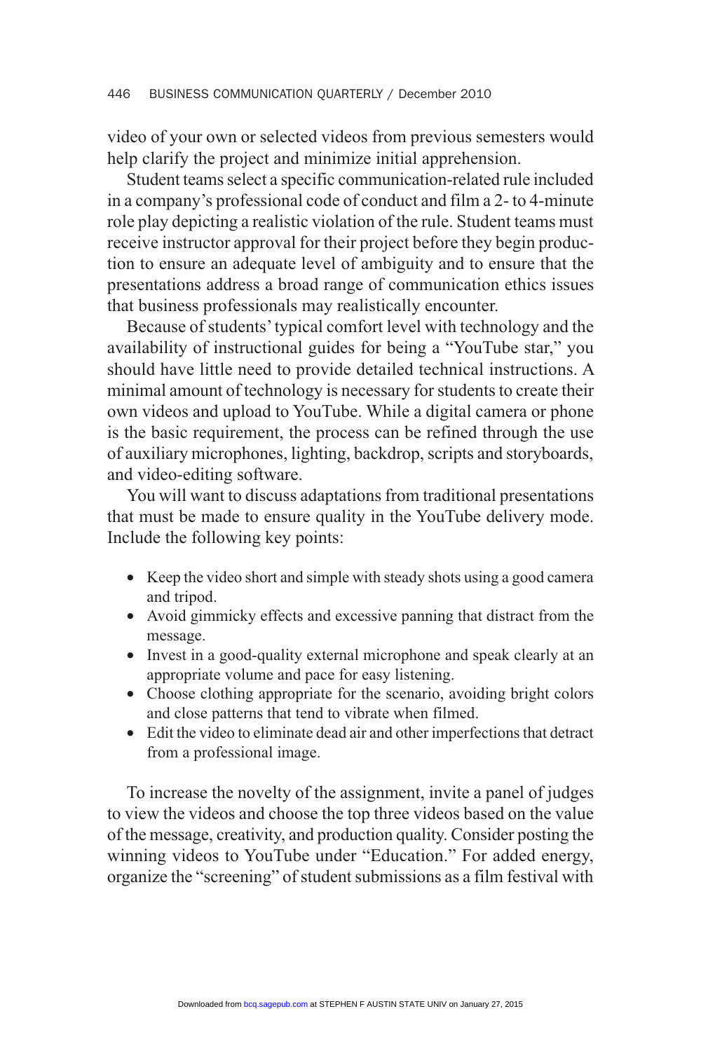video of your own or selected videos from previous semesters would help clarify the project and minimize initial apprehension.

Student teams select a specific communication-related rule included in a company's professional code of conduct and film a 2- to 4-minute role play depicting a realistic violation of the rule. Student teams must receive instructor approval for their project before they begin production to ensure an adequate level of ambiguity and to ensure that the presentations address a broad range of communication ethics issues that business professionals may realistically encounter.

Because of students' typical comfort level with technology and the availability of instructional guides for being a "YouTube star," you should have little need to provide detailed technical instructions. A minimal amount of technology is necessary for students to create their own videos and upload to YouTube. While a digital camera or phone is the basic requirement, the process can be refined through the use of auxiliary microphones, lighting, backdrop, scripts and storyboards, and video-editing software.

You will want to discuss adaptations from traditional presentations that must be made to ensure quality in the YouTube delivery mode. Include the following key points:

- Keep the video short and simple with steady shots using a good camera and tripod.
- Avoid gimmicky effects and excessive panning that distract from the message.
- Invest in a good-quality external microphone and speak clearly at an appropriate volume and pace for easy listening.
- Choose clothing appropriate for the scenario, avoiding bright colors and close patterns that tend to vibrate when filmed.
- Edit the video to eliminate dead air and other imperfections that detract from a professional image.

To increase the novelty of the assignment, invite a panel of judges to view the videos and choose the top three videos based on the value of the message, creativity, and production quality. Consider posting the winning videos to YouTube under "Education." For added energy, organize the "screening" of student submissions as a film festival with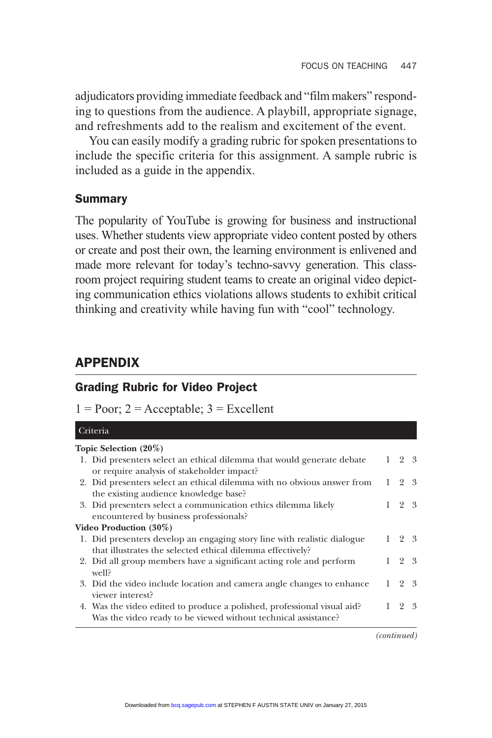adjudicators providing immediate feedback and "film makers" responding to questions from the audience. A playbill, appropriate signage, and refreshments add to the realism and excitement of the event.

You can easily modify a grading rubric for spoken presentations to include the specific criteria for this assignment. A sample rubric is included as a guide in the appendix.

## Summary

The popularity of YouTube is growing for business and instructional uses. Whether students view appropriate video content posted by others or create and post their own, the learning environment is enlivened and made more relevant for today's techno-savvy generation. This classroom project requiring student teams to create an original video depicting communication ethics violations allows students to exhibit critical thinking and creativity while having fun with "cool" technology.

# APPENDIX

## Grading Rubric for Video Project

1 = Poor; 2 = Acceptable; 3 = Excellent

| Criteria | | | |
|---|---|---|---|
| **Topic Selection (20%)** | | | |
| 1. Did presenters select an ethical dilemma that would generate debate or require analysis of stakeholder impact? | 1 | 2 | 3 |
| 2. Did presenters select an ethical dilemma with no obvious answer from the existing audience knowledge base? | 1 | 2 | 3 |
| 3. Did presenters select a communication ethics dilemma likely encountered by business professionals? | 1 | 2 | 3 |
| **Video Production (30%)** | | | |
| 1. Did presenters develop an engaging story line with realistic dialogue that illustrates the selected ethical dilemma effectively? | 1 | 2 | 3 |
| 2. Did all group members have a significant acting role and perform well? | 1 | 2 | 3 |
| 3. Did the video include location and camera angle changes to enhance viewer interest? | 1 | 2 | 3 |
| 4. Was the video edited to produce a polished, professional visual aid? Was the video ready to be viewed without technical assistance? | 1 | 2 | 3 |

*(continued)*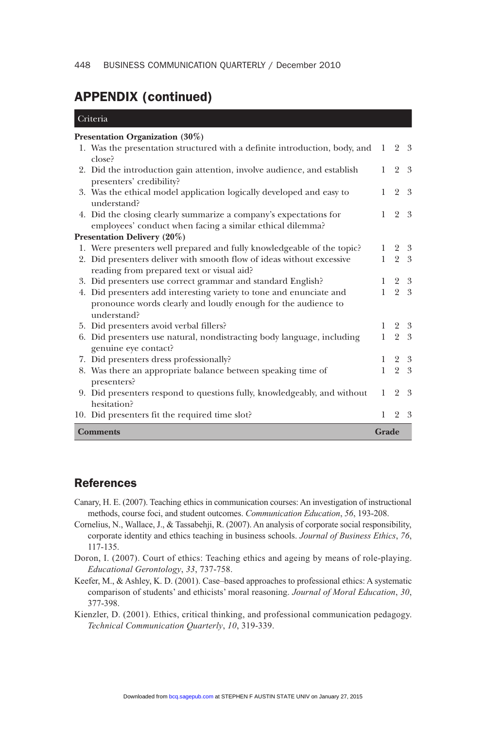## APPENDIX (continued)

| Criteria | | | |
|---|---|---|---|
| **Presentation Organization (30%)** | | | |
| 1. Was the presentation structured with a definite introduction, body, and close? | 1 | 2 | 3 |
| 2. Did the introduction gain attention, involve audience, and establish presenters' credibility? | 1 | 2 | 3 |
| 3. Was the ethical model application logically developed and easy to understand? | 1 | 2 | 3 |
| 4. Did the closing clearly summarize a company's expectations for employees' conduct when facing a similar ethical dilemma? | 1 | 2 | 3 |
| **Presentation Delivery (20%)** | | | |
| 1. Were presenters well prepared and fully knowledgeable of the topic? | 1 | 2 | 3 |
| 2. Did presenters deliver with smooth flow of ideas without excessive reading from prepared text or visual aid? | 1 | 2 | 3 |
| 3. Did presenters use correct grammar and standard English? | 1 | 2 | 3 |
| 4. Did presenters add interesting variety to tone and enunciate and pronounce words clearly and loudly enough for the audience to understand? | 1 | 2 | 3 |
| 5. Did presenters avoid verbal fillers? | 1 | 2 | 3 |
| 6. Did presenters use natural, nondistracting body language, including genuine eye contact? | 1 | 2 | 3 |
| 7. Did presenters dress professionally? | 1 | 2 | 3 |
| 8. Was there an appropriate balance between speaking time of presenters? | 1 | 2 | 3 |
| 9. Did presenters respond to questions fully, knowledgeably, and without hesitation? | 1 | 2 | 3 |
| 10. Did presenters fit the required time slot? | 1 | 2 | 3 |
| **Comments** | **Grade** | | |

## References

Canary, H. E. (2007). Teaching ethics in communication courses: An investigation of instructional methods, course foci, and student outcomes. *Communication Education*, *56*, 193-208.

Cornelius, N., Wallace, J., & Tassabehji, R. (2007). An analysis of corporate social responsibility, corporate identity and ethics teaching in business schools. *Journal of Business Ethics*, *76*, 117-135.

Doron, I. (2007). Court of ethics: Teaching ethics and ageing by means of role-playing. *Educational Gerontology*, *33*, 737-758.

Keefer, M., & Ashley, K. D. (2001). Case–based approaches to professional ethics: A systematic comparison of students' and ethicists' moral reasoning. *Journal of Moral Education*, *30*, 377-398.

Kienzler, D. (2001). Ethics, critical thinking, and professional communication pedagogy. *Technical Communication Quarterly*, *10*, 319-339.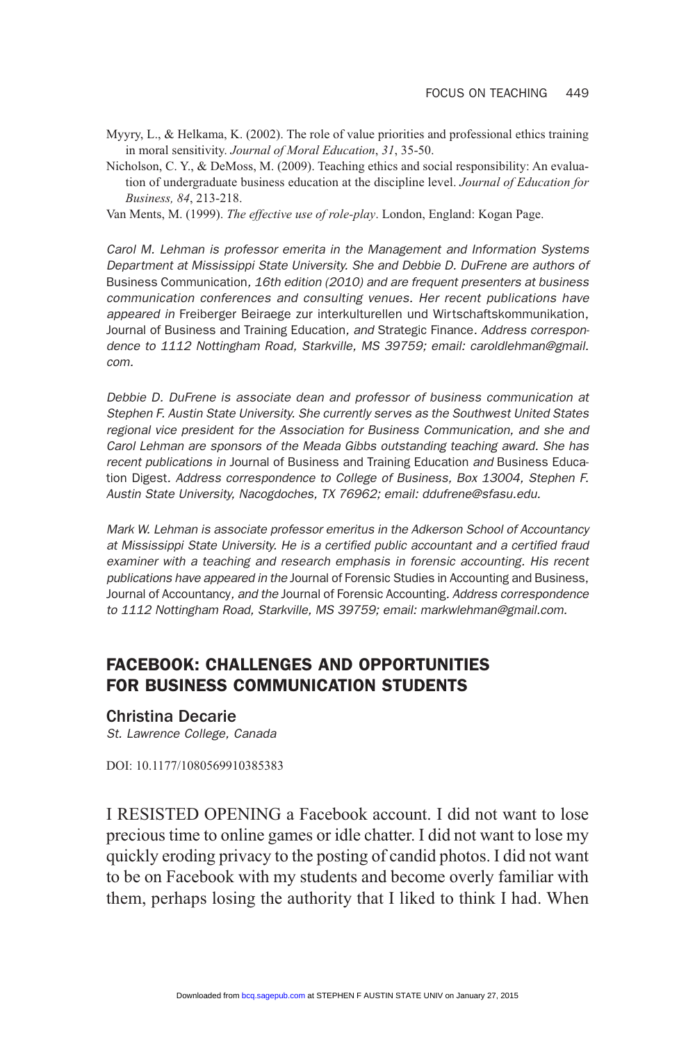Myyry, L., & Helkama, K. (2002). The role of value priorities and professional ethics training in moral sensitivity. *Journal of Moral Education*, *31*, 35-50.

Nicholson, C. Y., & DeMoss, M. (2009). Teaching ethics and social responsibility: An evaluation of undergraduate business education at the discipline level. *Journal of Education for Business, 84*, 213-218.

Van Ments, M. (1999). *The effective use of role-play*. London, England: Kogan Page.

*Carol M. Lehman is professor emerita in the Management and Information Systems Department at Mississippi State University. She and Debbie D. DuFrene are authors of* Business Communication*, 16th edition (2010) and are frequent presenters at business communication conferences and consulting venues. Her recent publications have appeared in* Freiberger Beiraege zur interkulturellen und Wirtschaftskommunikation, Journal of Business and Training Education*, and* Strategic Finance*. Address correspondence to 1112 Nottingham Road, Starkville, MS 39759; email: caroldlehman@gmail.com.*

*Debbie D. DuFrene is associate dean and professor of business communication at Stephen F. Austin State University. She currently serves as the Southwest United States regional vice president for the Association for Business Communication, and she and Carol Lehman are sponsors of the Meada Gibbs outstanding teaching award. She has recent publications in* Journal of Business and Training Education *and* Business Education Digest*. Address correspondence to College of Business, Box 13004, Stephen F. Austin State University, Nacogdoches, TX 76962; email: ddufrene@sfasu.edu.*

*Mark W. Lehman is associate professor emeritus in the Adkerson School of Accountancy at Mississippi State University. He is a certified public accountant and a certified fraud examiner with a teaching and research emphasis in forensic accounting. His recent publications have appeared in the* Journal of Forensic Studies in Accounting and Business, Journal of Accountancy*, and the* Journal of Forensic Accounting*. Address correspondence to 1112 Nottingham Road, Starkville, MS 39759; email: markwlehman@gmail.com.*

## FACEBOOK: CHALLENGES AND OPPORTUNITIES FOR BUSINESS COMMUNICATION STUDENTS

**Christina Decarie**
*St. Lawrence College, Canada*

DOI: 10.1177/1080569910385383

I RESISTED OPENING a Facebook account. I did not want to lose precious time to online games or idle chatter. I did not want to lose my quickly eroding privacy to the posting of candid photos. I did not want to be on Facebook with my students and become overly familiar with them, perhaps losing the authority that I liked to think I had. When